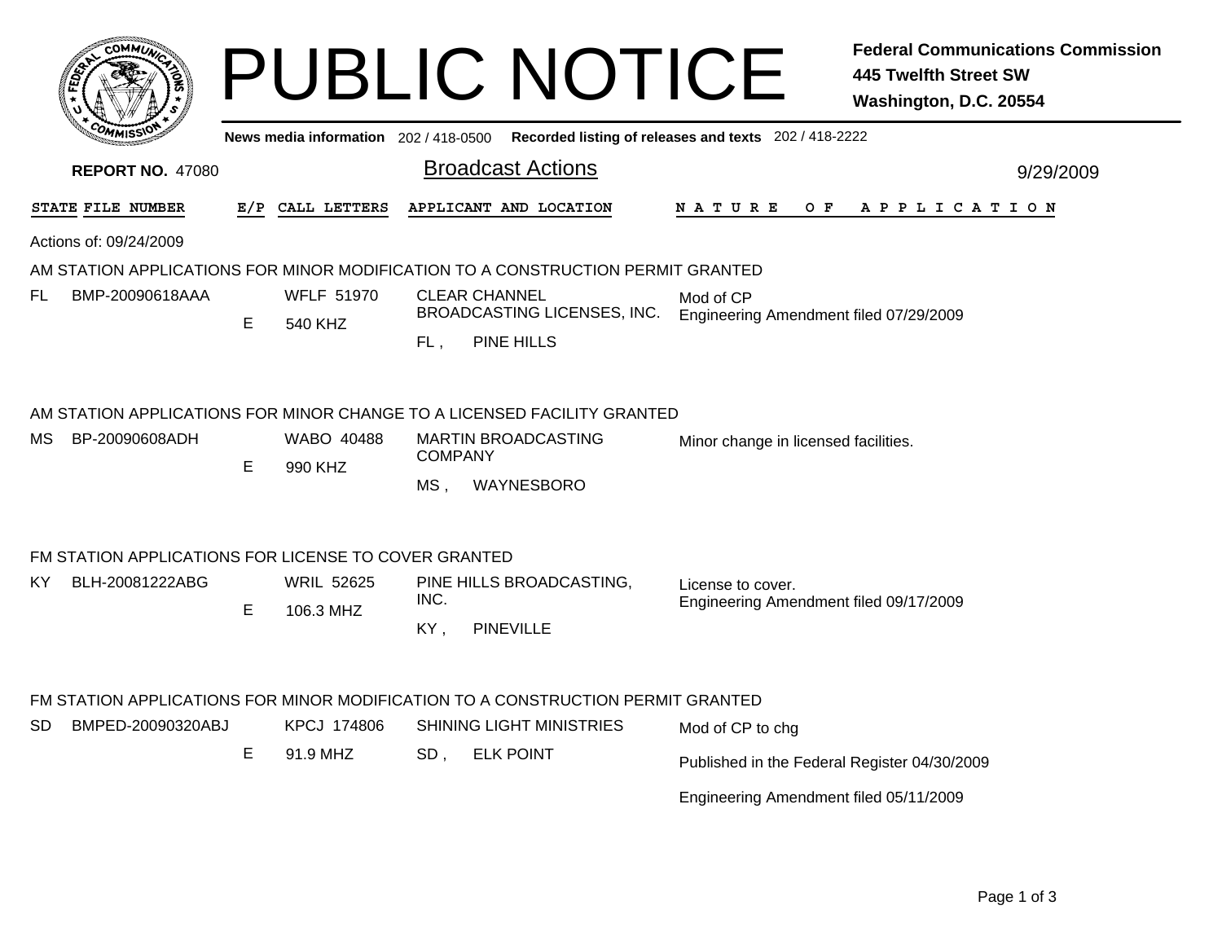# PUBLIC NOTICE

**Federal Communications Commission**
**445 Twelfth Street SW**
**Washington, D.C. 20554**

**News media information** 202 / 418-0500 **Recorded listing of releases and texts** 202 / 418-2222

**REPORT NO.** 47080

## Broadcast Actions

9/29/2009

| STATE | FILE NUMBER | E/P | CALL LETTERS | APPLICANT AND LOCATION | NATURE OF APPLICATION |
|---|---|---|---|---|---|

Actions of: 09/24/2009

### AM STATION APPLICATIONS FOR MINOR MODIFICATION TO A CONSTRUCTION PERMIT GRANTED

| STATE | FILE NUMBER | E/P | CALL LETTERS | APPLICANT AND LOCATION | NATURE OF APPLICATION |
|---|---|---|---|---|---|
| FL | BMP-20090618AAA | E | WFLF 51970<br>540 KHZ | CLEAR CHANNEL BROADCASTING LICENSES, INC.<br>FL , PINE HILLS | Mod of CP<br>Engineering Amendment filed 07/29/2009 |

### AM STATION APPLICATIONS FOR MINOR CHANGE TO A LICENSED FACILITY GRANTED

| STATE | FILE NUMBER | E/P | CALL LETTERS | APPLICANT AND LOCATION | NATURE OF APPLICATION |
|---|---|---|---|---|---|
| MS | BP-20090608ADH | E | WABO 40488<br>990 KHZ | MARTIN BROADCASTING COMPANY<br>MS , WAYNESBORO | Minor change in licensed facilities. |

### FM STATION APPLICATIONS FOR LICENSE TO COVER GRANTED

| STATE | FILE NUMBER | E/P | CALL LETTERS | APPLICANT AND LOCATION | NATURE OF APPLICATION |
|---|---|---|---|---|---|
| KY | BLH-20081222ABG | E | WRIL 52625<br>106.3 MHZ | PINE HILLS BROADCASTING, INC.<br>KY , PINEVILLE | License to cover.<br>Engineering Amendment filed 09/17/2009 |

### FM STATION APPLICATIONS FOR MINOR MODIFICATION TO A CONSTRUCTION PERMIT GRANTED

| STATE | FILE NUMBER | E/P | CALL LETTERS | APPLICANT AND LOCATION | NATURE OF APPLICATION |
|---|---|---|---|---|---|
| SD | BMPED-20090320ABJ | E | KPCJ 174806<br>91.9 MHZ | SHINING LIGHT MINISTRIES<br>SD , ELK POINT | Mod of CP to chg<br><br>Published in the Federal Register 04/30/2009<br><br>Engineering Amendment filed 05/11/2009 |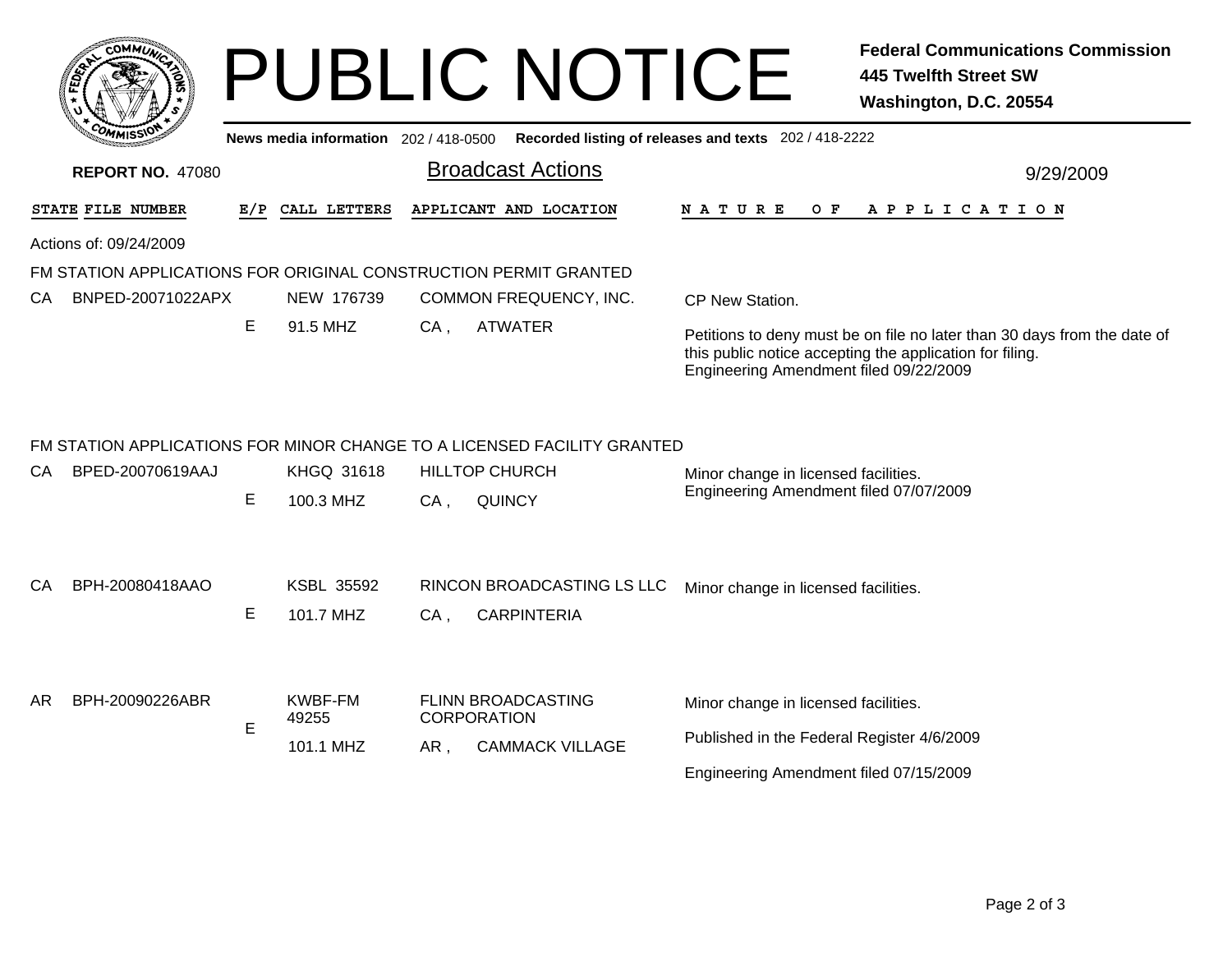# PUBLIC NOTICE

**Federal Communications Commission**
**445 Twelfth Street SW**
**Washington, D.C. 20554**

**News media information** 202 / 418-0500 **Recorded listing of releases and texts** 202 / 418-2222

**REPORT NO.** 47080

## Broadcast Actions

9/29/2009

| STATE | FILE NUMBER | E/P | CALL LETTERS | APPLICANT AND LOCATION | NATURE OF APPLICATION |
|---|---|---|---|---|---|

Actions of: 09/24/2009

### FM STATION APPLICATIONS FOR ORIGINAL CONSTRUCTION PERMIT GRANTED

| STATE | FILE NUMBER | E/P | CALL LETTERS | APPLICANT AND LOCATION | NATURE OF APPLICATION |
|---|---|---|---|---|---|
| CA | BNPED-20071022APX | E | NEW 176739<br>91.5 MHZ | COMMON FREQUENCY, INC.<br>CA , ATWATER | CP New Station.<br><br>Petitions to deny must be on file no later than 30 days from the date of this public notice accepting the application for filing.<br>Engineering Amendment filed 09/22/2009 |

### FM STATION APPLICATIONS FOR MINOR CHANGE TO A LICENSED FACILITY GRANTED

| STATE | FILE NUMBER | E/P | CALL LETTERS | APPLICANT AND LOCATION | NATURE OF APPLICATION |
|---|---|---|---|---|---|
| CA | BPED-20070619AAJ | E | KHGQ 31618<br>100.3 MHZ | HILLTOP CHURCH<br>CA , QUINCY | Minor change in licensed facilities.<br>Engineering Amendment filed 07/07/2009 |
| CA | BPH-20080418AAO | E | KSBL 35592<br>101.7 MHZ | RINCON BROADCASTING LS LLC<br>CA , CARPINTERIA | Minor change in licensed facilities. |
| AR | BPH-20090226ABR | E | KWBF-FM 49255<br>101.1 MHZ | FLINN BROADCASTING CORPORATION<br>AR , CAMMACK VILLAGE | Minor change in licensed facilities.<br><br>Published in the Federal Register 4/6/2009<br><br>Engineering Amendment filed 07/15/2009 |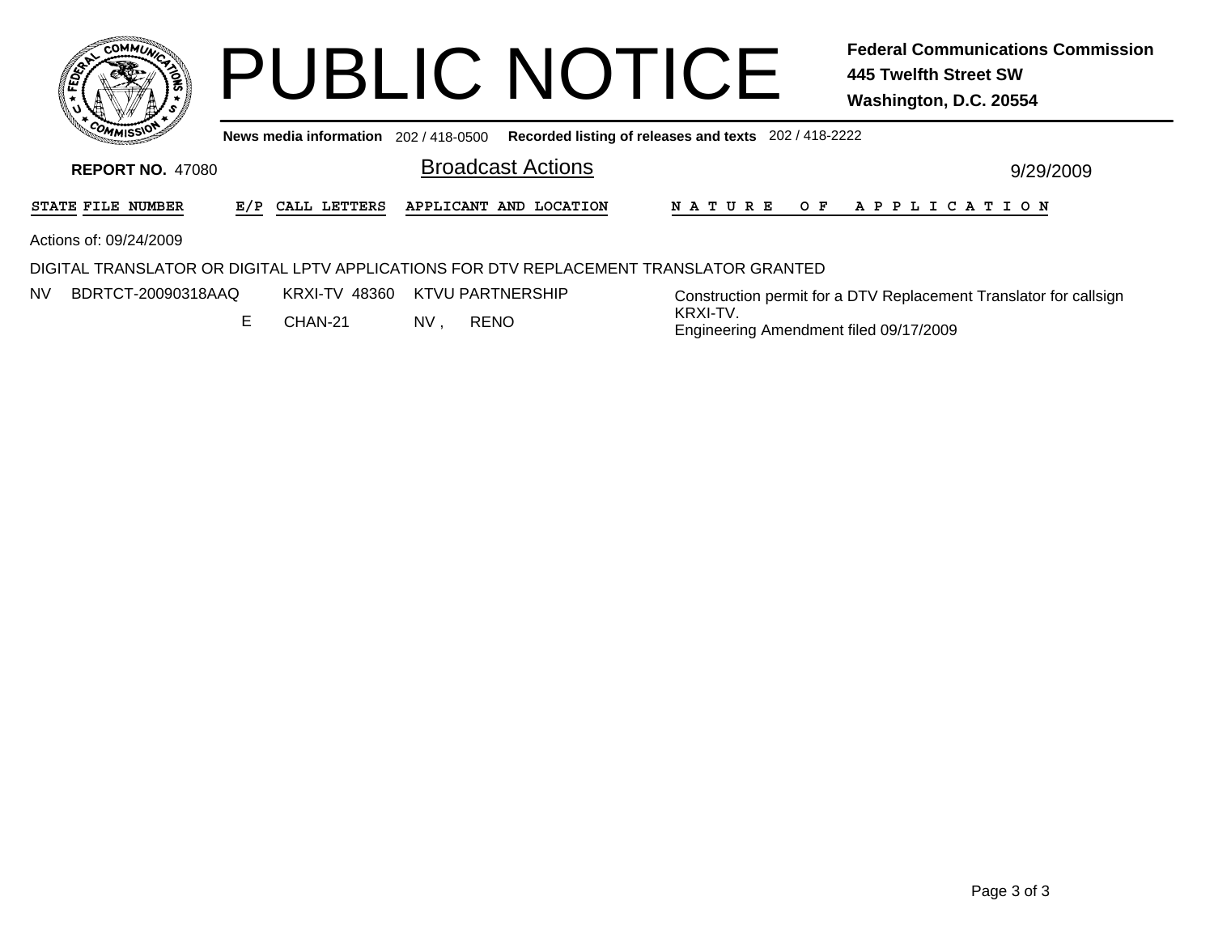# PUBLIC NOTICE

**Federal Communications Commission**
**445 Twelfth Street SW**
**Washington, D.C. 20554**

**News media information** 202 / 418-0500 **Recorded listing of releases and texts** 202 / 418-2222

**REPORT NO.** 47080

## Broadcast Actions

9/29/2009

| STATE | FILE NUMBER | E/P | CALL LETTERS | APPLICANT AND LOCATION | NATURE OF APPLICATION |
|---|---|---|---|---|---|

Actions of: 09/24/2009

DIGITAL TRANSLATOR OR DIGITAL LPTV APPLICATIONS FOR DTV REPLACEMENT TRANSLATOR GRANTED

| STATE | FILE NUMBER | E/P | CALL LETTERS | APPLICANT AND LOCATION | NATURE OF APPLICATION |
|---|---|---|---|---|---|
| NV | BDRTCT-20090318AAQ | E | KRXI-TV 48360 CHAN-21 | KTVU PARTNERSHIP NV , RENO | Construction permit for a DTV Replacement Translator for callsign KRXI-TV. Engineering Amendment filed 09/17/2009 |